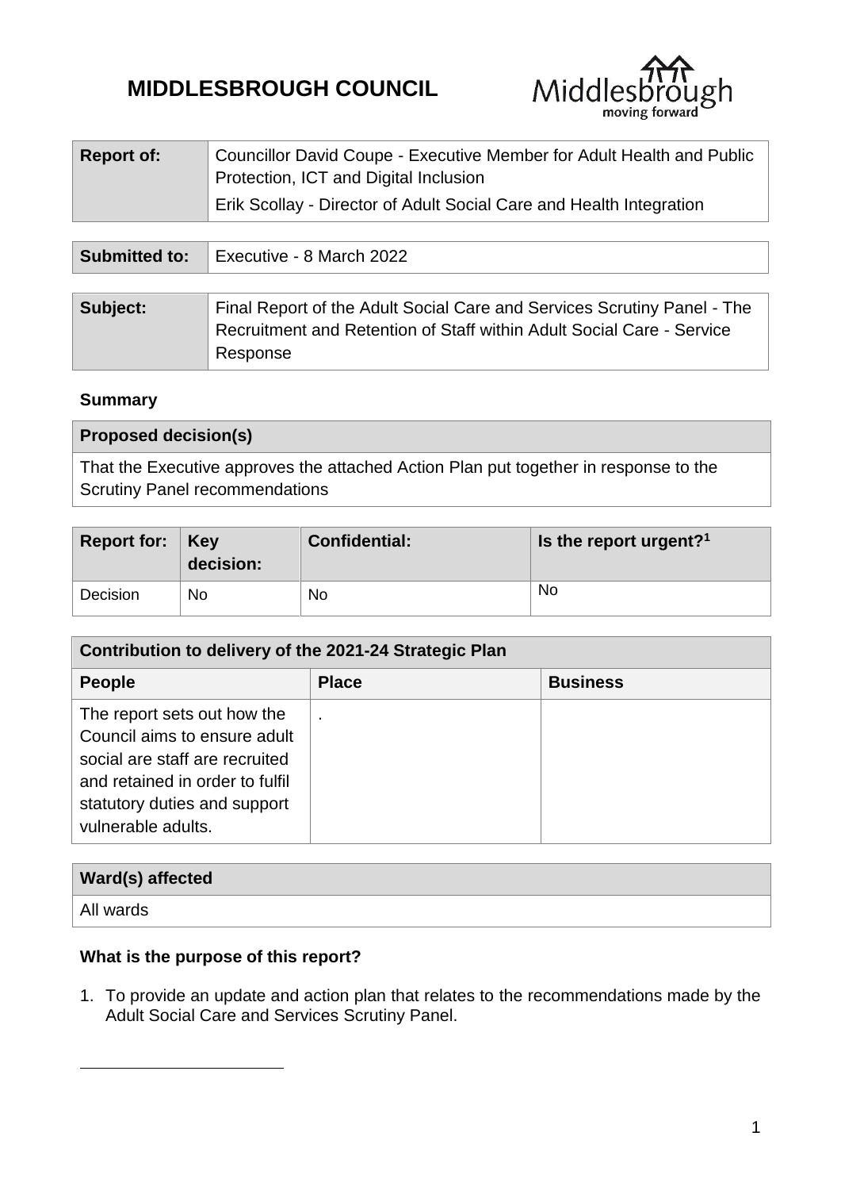# MIDDLESBROUGH COUNCIL

| Report of: | Councillor David Coupe - Executive Member for Adult Health and Public Protection, ICT and Digital Inclusion<br>Erik Scollay - Director of Adult Social Care and Health Integration |
|---|---|

| Submitted to: | Executive - 8 March 2022 |
|---|---|

| Subject: | Final Report of the Adult Social Care and Services Scrutiny Panel - The Recruitment and Retention of Staff within Adult Social Care - Service Response |
|---|---|

**Summary**

| Proposed decision(s) |
|---|
| That the Executive approves the attached Action Plan put together in response to the Scrutiny Panel recommendations |

| Report for: | Key decision: | Confidential: | Is the report urgent?[1] |
|---|---|---|---|
| Decision | No | No | No |

| Contribution to delivery of the 2021-24 Strategic Plan | | |
|---|---|---|
| **People** | **Place** | **Business** |
| The report sets out how the Council aims to ensure adult social are staff are recruited and retained in order to fulfil statutory duties and support vulnerable adults. | . | |

| Ward(s) affected |
|---|
| All wards |

**What is the purpose of this report?**

1. To provide an update and action plan that relates to the recommendations made by the Adult Social Care and Services Scrutiny Panel.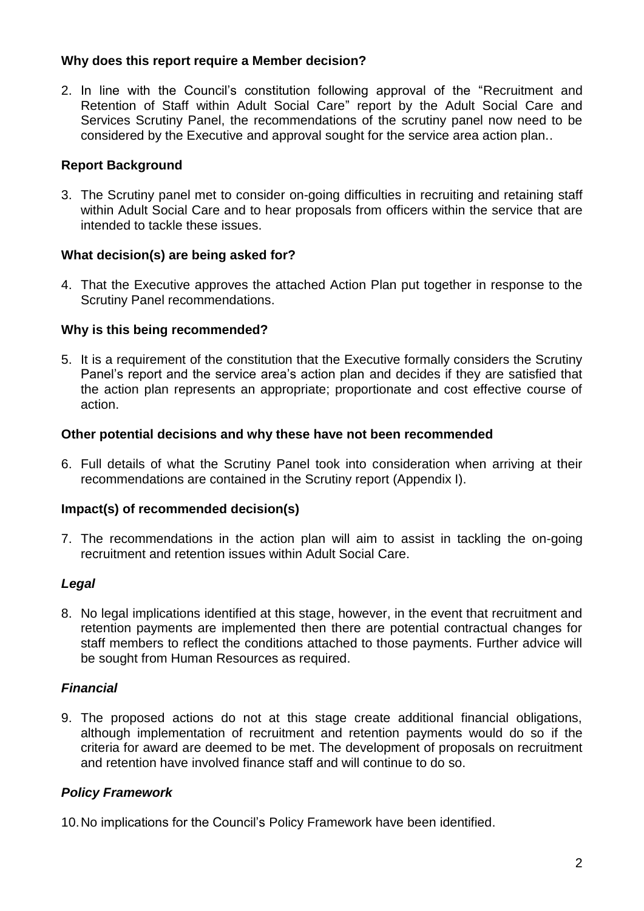**Why does this report require a Member decision?**

2. In line with the Council's constitution following approval of the "Recruitment and Retention of Staff within Adult Social Care" report by the Adult Social Care and Services Scrutiny Panel, the recommendations of the scrutiny panel now need to be considered by the Executive and approval sought for the service area action plan..

**Report Background**

3. The Scrutiny panel met to consider on-going difficulties in recruiting and retaining staff within Adult Social Care and to hear proposals from officers within the service that are intended to tackle these issues.

**What decision(s) are being asked for?**

4. That the Executive approves the attached Action Plan put together in response to the Scrutiny Panel recommendations.

**Why is this being recommended?**

5. It is a requirement of the constitution that the Executive formally considers the Scrutiny Panel's report and the service area's action plan and decides if they are satisfied that the action plan represents an appropriate; proportionate and cost effective course of action.

**Other potential decisions and why these have not been recommended**

6. Full details of what the Scrutiny Panel took into consideration when arriving at their recommendations are contained in the Scrutiny report (Appendix I).

**Impact(s) of recommended decision(s)**

7. The recommendations in the action plan will aim to assist in tackling the on-going recruitment and retention issues within Adult Social Care.

***Legal***

8. No legal implications identified at this stage, however, in the event that recruitment and retention payments are implemented then there are potential contractual changes for staff members to reflect the conditions attached to those payments. Further advice will be sought from Human Resources as required.

***Financial***

9. The proposed actions do not at this stage create additional financial obligations, although implementation of recruitment and retention payments would do so if the criteria for award are deemed to be met. The development of proposals on recruitment and retention have involved finance staff and will continue to do so.

***Policy Framework***

10. No implications for the Council's Policy Framework have been identified.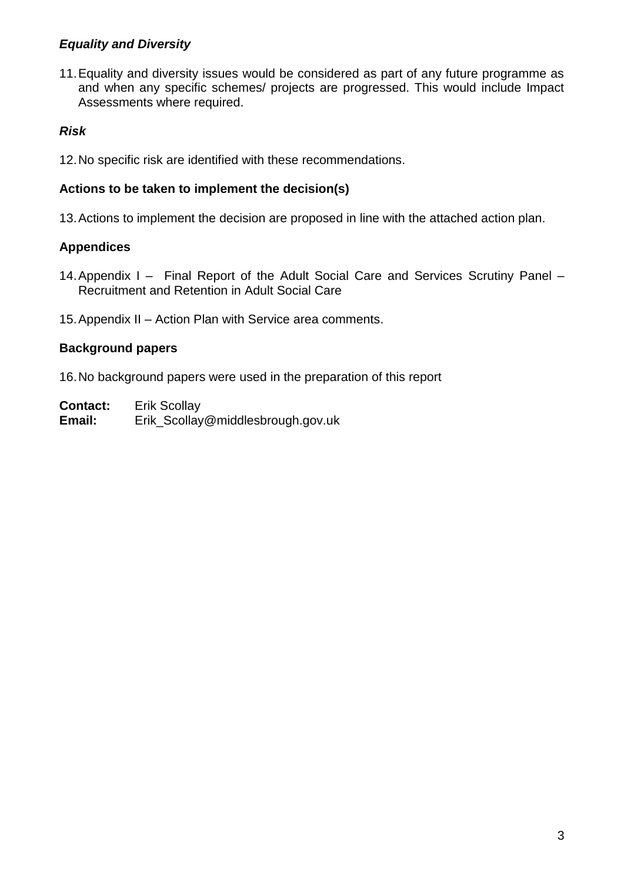***Equality and Diversity***

11. Equality and diversity issues would be considered as part of any future programme as and when any specific schemes/ projects are progressed. This would include Impact Assessments where required.

***Risk***

12. No specific risk are identified with these recommendations.

**Actions to be taken to implement the decision(s)**

13. Actions to implement the decision are proposed in line with the attached action plan.

**Appendices**

14. Appendix I – Final Report of the Adult Social Care and Services Scrutiny Panel – Recruitment and Retention in Adult Social Care

15. Appendix II – Action Plan with Service area comments.

**Background papers**

16. No background papers were used in the preparation of this report

**Contact:** Erik Scollay
**Email:** Erik_Scollay@middlesbrough.gov.uk